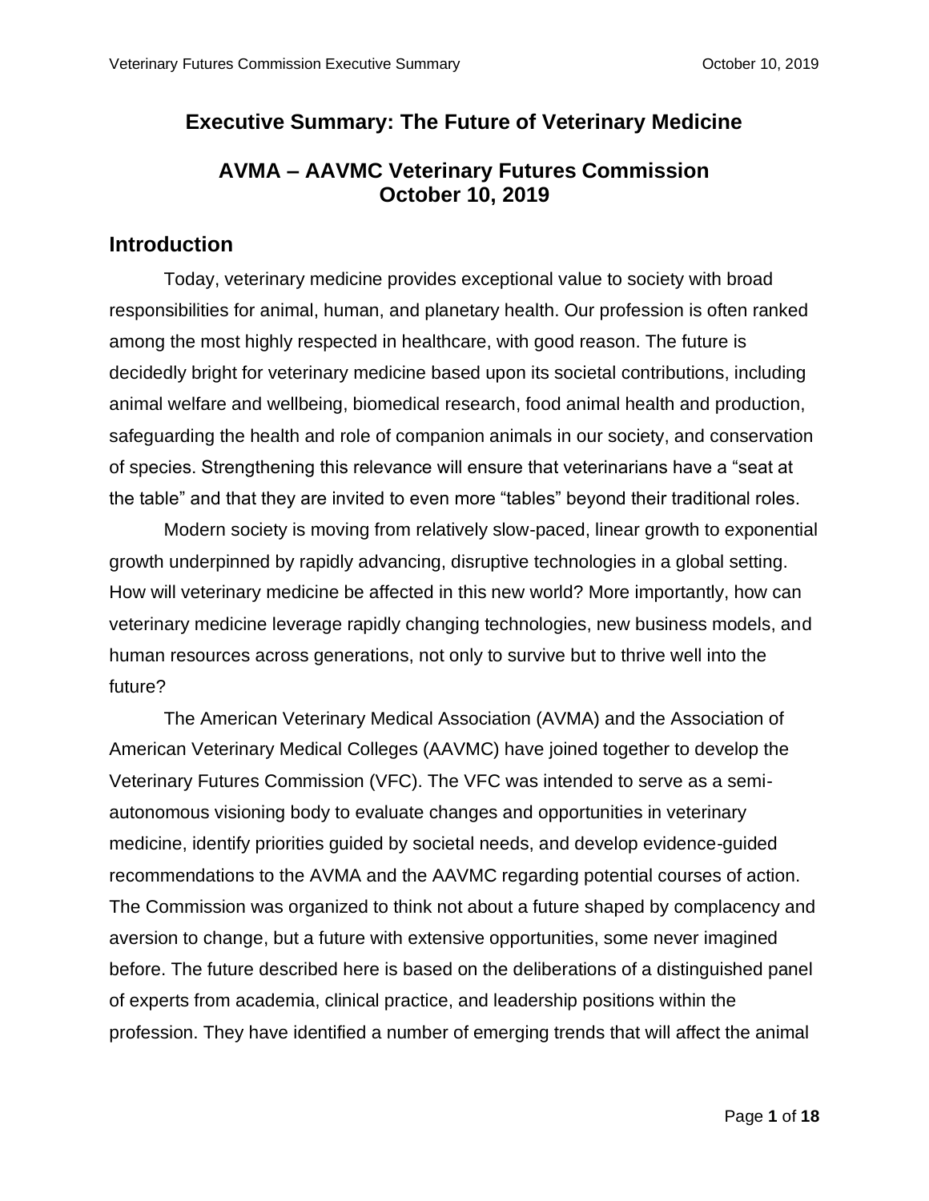# Executive Summary: The Future of Veterinary Medicine

## AVMA – AAVMC Veterinary Futures Commission
## October 10, 2019

## Introduction

Today, veterinary medicine provides exceptional value to society with broad responsibilities for animal, human, and planetary health. Our profession is often ranked among the most highly respected in healthcare, with good reason. The future is decidedly bright for veterinary medicine based upon its societal contributions, including animal welfare and wellbeing, biomedical research, food animal health and production, safeguarding the health and role of companion animals in our society, and conservation of species. Strengthening this relevance will ensure that veterinarians have a "seat at the table" and that they are invited to even more "tables" beyond their traditional roles.

Modern society is moving from relatively slow-paced, linear growth to exponential growth underpinned by rapidly advancing, disruptive technologies in a global setting. How will veterinary medicine be affected in this new world? More importantly, how can veterinary medicine leverage rapidly changing technologies, new business models, and human resources across generations, not only to survive but to thrive well into the future?

The American Veterinary Medical Association (AVMA) and the Association of American Veterinary Medical Colleges (AAVMC) have joined together to develop the Veterinary Futures Commission (VFC). The VFC was intended to serve as a semi-autonomous visioning body to evaluate changes and opportunities in veterinary medicine, identify priorities guided by societal needs, and develop evidence-guided recommendations to the AVMA and the AAVMC regarding potential courses of action. The Commission was organized to think not about a future shaped by complacency and aversion to change, but a future with extensive opportunities, some never imagined before. The future described here is based on the deliberations of a distinguished panel of experts from academia, clinical practice, and leadership positions within the profession. They have identified a number of emerging trends that will affect the animal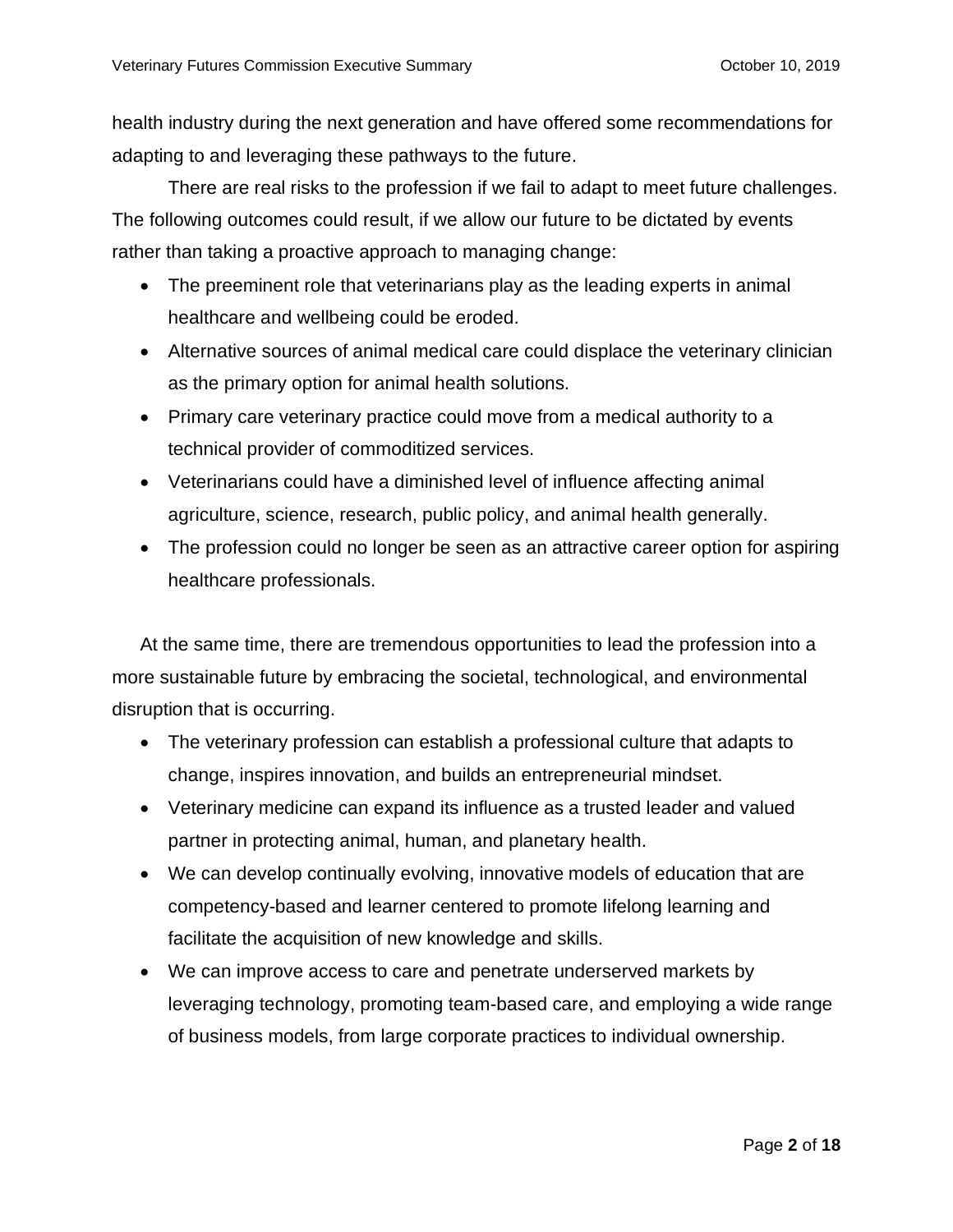health industry during the next generation and have offered some recommendations for adapting to and leveraging these pathways to the future.

There are real risks to the profession if we fail to adapt to meet future challenges. The following outcomes could result, if we allow our future to be dictated by events rather than taking a proactive approach to managing change:

- The preeminent role that veterinarians play as the leading experts in animal healthcare and wellbeing could be eroded.
- Alternative sources of animal medical care could displace the veterinary clinician as the primary option for animal health solutions.
- Primary care veterinary practice could move from a medical authority to a technical provider of commoditized services.
- Veterinarians could have a diminished level of influence affecting animal agriculture, science, research, public policy, and animal health generally.
- The profession could no longer be seen as an attractive career option for aspiring healthcare professionals.

At the same time, there are tremendous opportunities to lead the profession into a more sustainable future by embracing the societal, technological, and environmental disruption that is occurring.

- The veterinary profession can establish a professional culture that adapts to change, inspires innovation, and builds an entrepreneurial mindset.
- Veterinary medicine can expand its influence as a trusted leader and valued partner in protecting animal, human, and planetary health.
- We can develop continually evolving, innovative models of education that are competency-based and learner centered to promote lifelong learning and facilitate the acquisition of new knowledge and skills.
- We can improve access to care and penetrate underserved markets by leveraging technology, promoting team-based care, and employing a wide range of business models, from large corporate practices to individual ownership.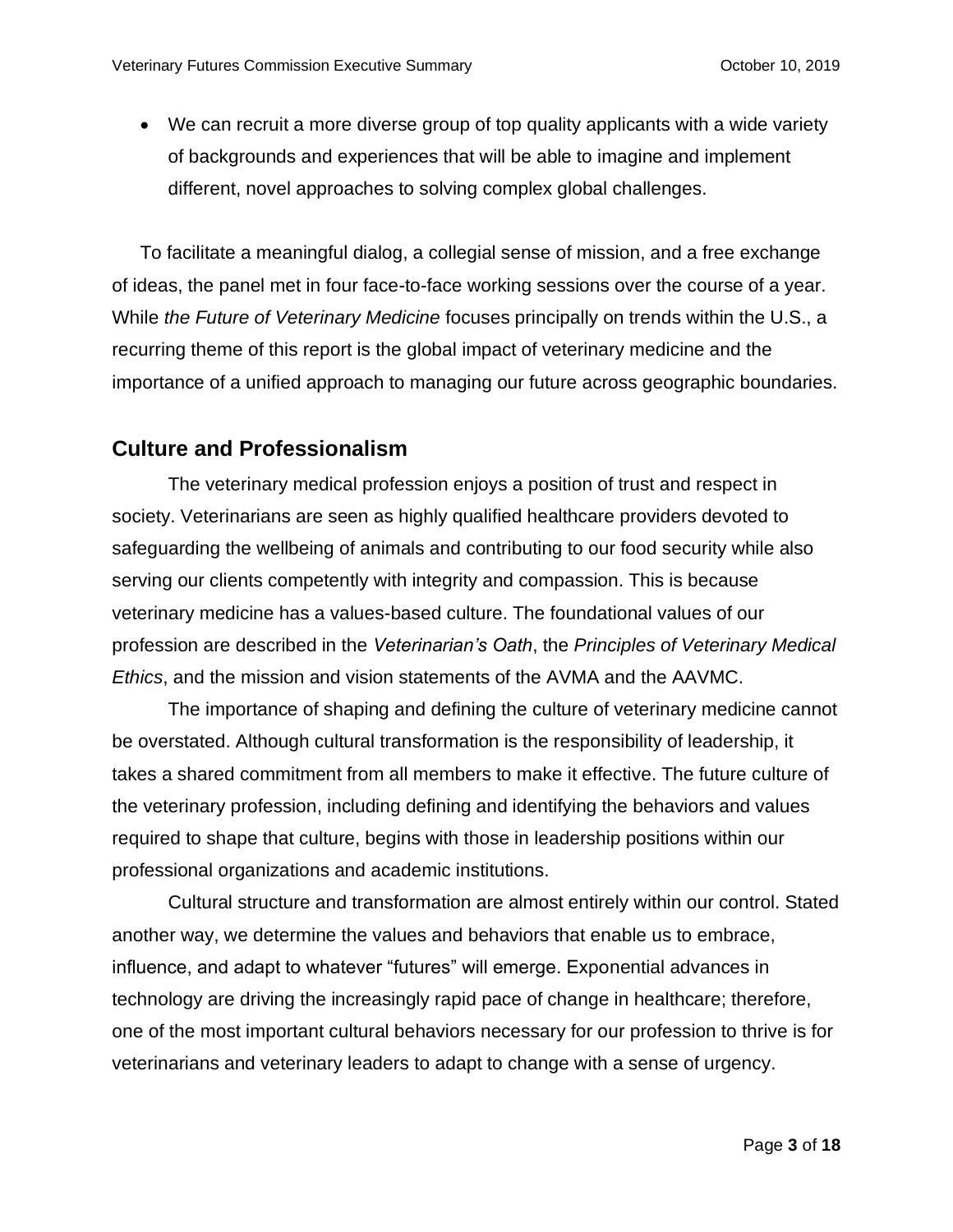- We can recruit a more diverse group of top quality applicants with a wide variety of backgrounds and experiences that will be able to imagine and implement different, novel approaches to solving complex global challenges.

To facilitate a meaningful dialog, a collegial sense of mission, and a free exchange of ideas, the panel met in four face-to-face working sessions over the course of a year. While *the Future of Veterinary Medicine* focuses principally on trends within the U.S., a recurring theme of this report is the global impact of veterinary medicine and the importance of a unified approach to managing our future across geographic boundaries.

## Culture and Professionalism

The veterinary medical profession enjoys a position of trust and respect in society. Veterinarians are seen as highly qualified healthcare providers devoted to safeguarding the wellbeing of animals and contributing to our food security while also serving our clients competently with integrity and compassion. This is because veterinary medicine has a values-based culture. The foundational values of our profession are described in the *Veterinarian's Oath*, the *Principles of Veterinary Medical Ethics*, and the mission and vision statements of the AVMA and the AAVMC.

The importance of shaping and defining the culture of veterinary medicine cannot be overstated. Although cultural transformation is the responsibility of leadership, it takes a shared commitment from all members to make it effective. The future culture of the veterinary profession, including defining and identifying the behaviors and values required to shape that culture, begins with those in leadership positions within our professional organizations and academic institutions.

Cultural structure and transformation are almost entirely within our control. Stated another way, we determine the values and behaviors that enable us to embrace, influence, and adapt to whatever "futures" will emerge. Exponential advances in technology are driving the increasingly rapid pace of change in healthcare; therefore, one of the most important cultural behaviors necessary for our profession to thrive is for veterinarians and veterinary leaders to adapt to change with a sense of urgency.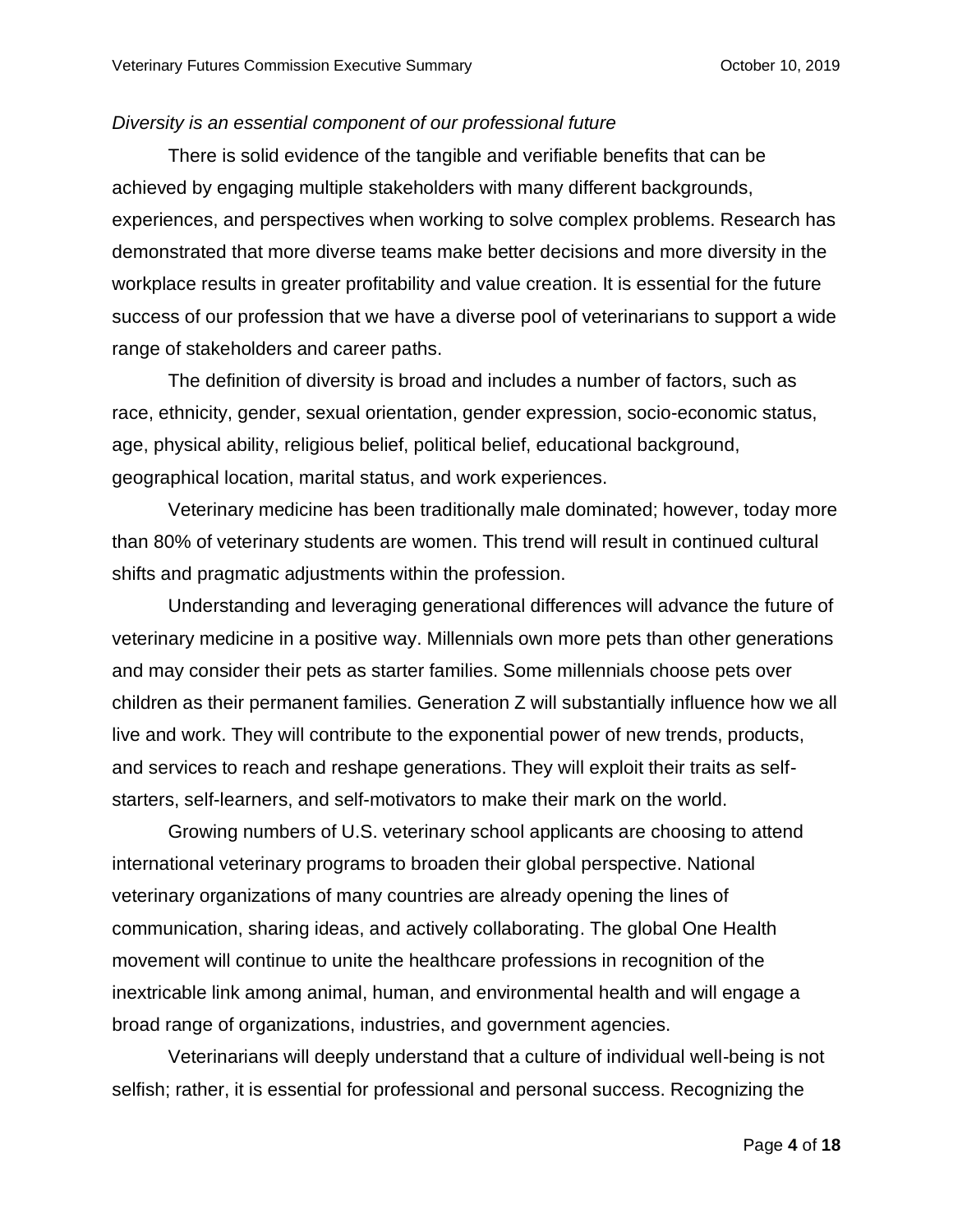*Diversity is an essential component of our professional future*

There is solid evidence of the tangible and verifiable benefits that can be achieved by engaging multiple stakeholders with many different backgrounds, experiences, and perspectives when working to solve complex problems. Research has demonstrated that more diverse teams make better decisions and more diversity in the workplace results in greater profitability and value creation. It is essential for the future success of our profession that we have a diverse pool of veterinarians to support a wide range of stakeholders and career paths.

The definition of diversity is broad and includes a number of factors, such as race, ethnicity, gender, sexual orientation, gender expression, socio-economic status, age, physical ability, religious belief, political belief, educational background, geographical location, marital status, and work experiences.

Veterinary medicine has been traditionally male dominated; however, today more than 80% of veterinary students are women. This trend will result in continued cultural shifts and pragmatic adjustments within the profession.

Understanding and leveraging generational differences will advance the future of veterinary medicine in a positive way. Millennials own more pets than other generations and may consider their pets as starter families. Some millennials choose pets over children as their permanent families. Generation Z will substantially influence how we all live and work. They will contribute to the exponential power of new trends, products, and services to reach and reshape generations. They will exploit their traits as self-starters, self-learners, and self-motivators to make their mark on the world.

Growing numbers of U.S. veterinary school applicants are choosing to attend international veterinary programs to broaden their global perspective. National veterinary organizations of many countries are already opening the lines of communication, sharing ideas, and actively collaborating. The global One Health movement will continue to unite the healthcare professions in recognition of the inextricable link among animal, human, and environmental health and will engage a broad range of organizations, industries, and government agencies.

Veterinarians will deeply understand that a culture of individual well-being is not selfish; rather, it is essential for professional and personal success. Recognizing the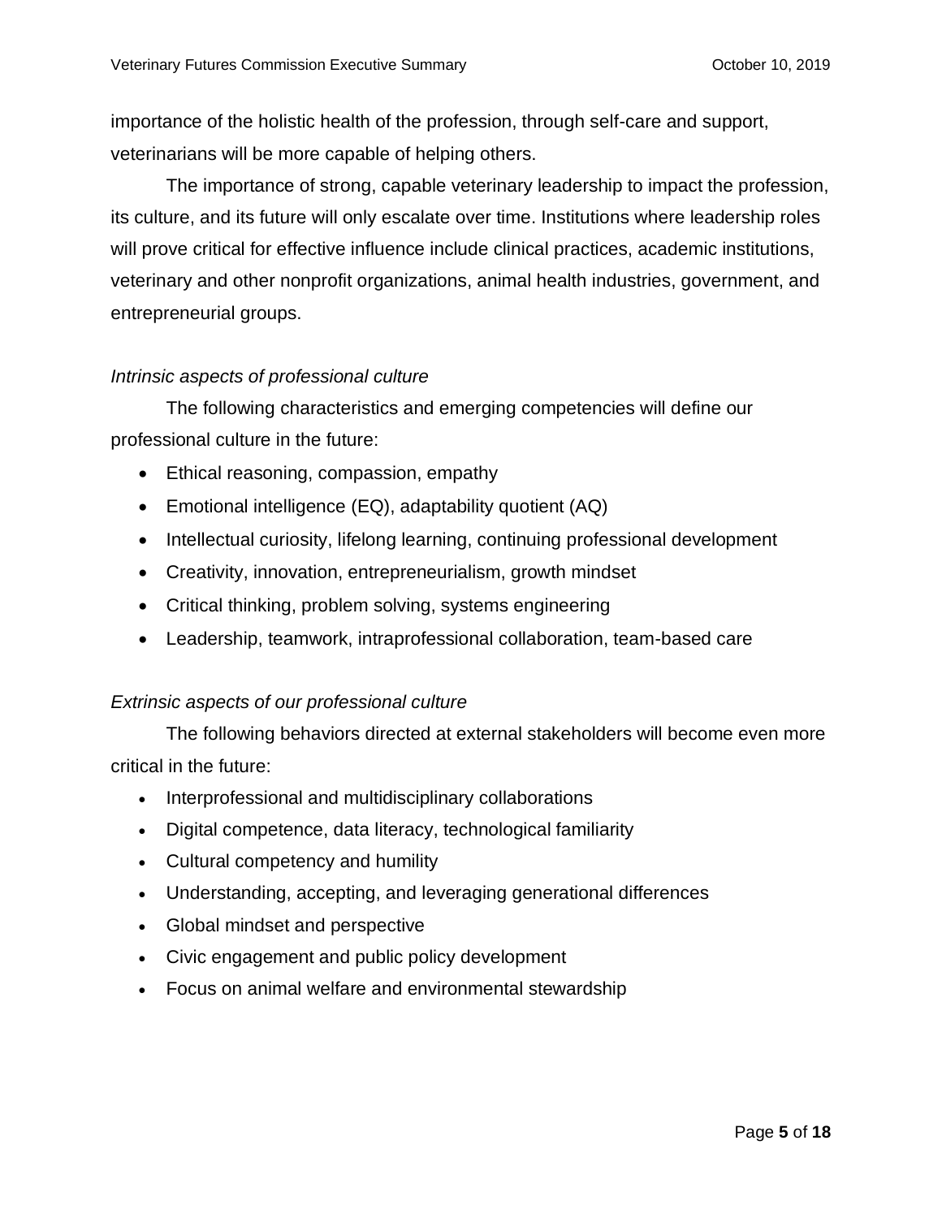importance of the holistic health of the profession, through self-care and support, veterinarians will be more capable of helping others.

The importance of strong, capable veterinary leadership to impact the profession, its culture, and its future will only escalate over time. Institutions where leadership roles will prove critical for effective influence include clinical practices, academic institutions, veterinary and other nonprofit organizations, animal health industries, government, and entrepreneurial groups.

*Intrinsic aspects of professional culture*

The following characteristics and emerging competencies will define our professional culture in the future:

- Ethical reasoning, compassion, empathy
- Emotional intelligence (EQ), adaptability quotient (AQ)
- Intellectual curiosity, lifelong learning, continuing professional development
- Creativity, innovation, entrepreneurialism, growth mindset
- Critical thinking, problem solving, systems engineering
- Leadership, teamwork, intraprofessional collaboration, team-based care

*Extrinsic aspects of our professional culture*

The following behaviors directed at external stakeholders will become even more critical in the future:

- Interprofessional and multidisciplinary collaborations
- Digital competence, data literacy, technological familiarity
- Cultural competency and humility
- Understanding, accepting, and leveraging generational differences
- Global mindset and perspective
- Civic engagement and public policy development
- Focus on animal welfare and environmental stewardship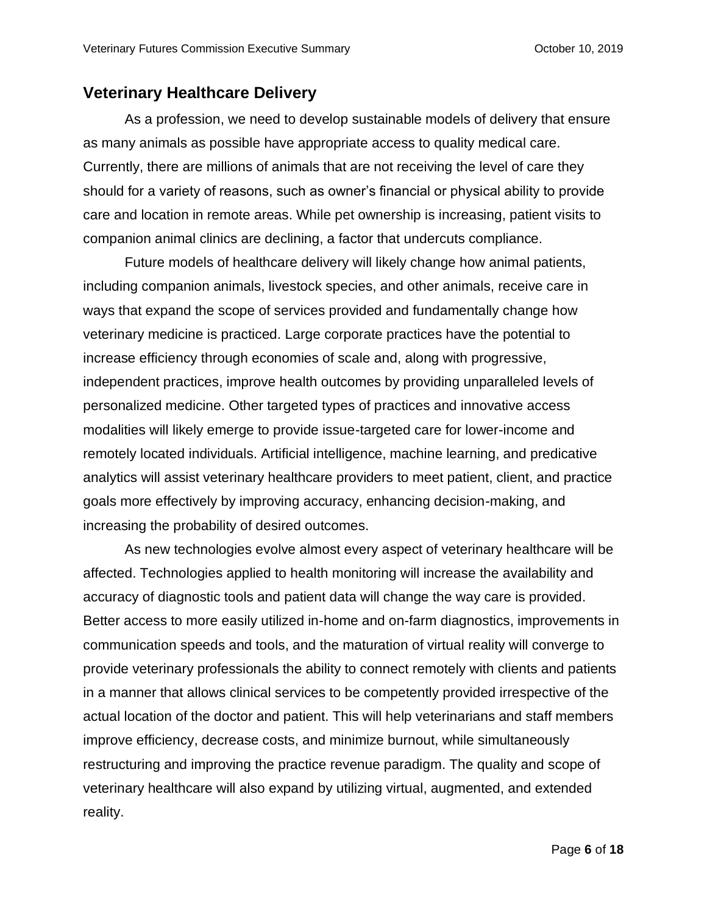## Veterinary Healthcare Delivery

As a profession, we need to develop sustainable models of delivery that ensure as many animals as possible have appropriate access to quality medical care. Currently, there are millions of animals that are not receiving the level of care they should for a variety of reasons, such as owner's financial or physical ability to provide care and location in remote areas. While pet ownership is increasing, patient visits to companion animal clinics are declining, a factor that undercuts compliance.

Future models of healthcare delivery will likely change how animal patients, including companion animals, livestock species, and other animals, receive care in ways that expand the scope of services provided and fundamentally change how veterinary medicine is practiced. Large corporate practices have the potential to increase efficiency through economies of scale and, along with progressive, independent practices, improve health outcomes by providing unparalleled levels of personalized medicine. Other targeted types of practices and innovative access modalities will likely emerge to provide issue-targeted care for lower-income and remotely located individuals. Artificial intelligence, machine learning, and predicative analytics will assist veterinary healthcare providers to meet patient, client, and practice goals more effectively by improving accuracy, enhancing decision-making, and increasing the probability of desired outcomes.

As new technologies evolve almost every aspect of veterinary healthcare will be affected. Technologies applied to health monitoring will increase the availability and accuracy of diagnostic tools and patient data will change the way care is provided. Better access to more easily utilized in-home and on-farm diagnostics, improvements in communication speeds and tools, and the maturation of virtual reality will converge to provide veterinary professionals the ability to connect remotely with clients and patients in a manner that allows clinical services to be competently provided irrespective of the actual location of the doctor and patient. This will help veterinarians and staff members improve efficiency, decrease costs, and minimize burnout, while simultaneously restructuring and improving the practice revenue paradigm. The quality and scope of veterinary healthcare will also expand by utilizing virtual, augmented, and extended reality.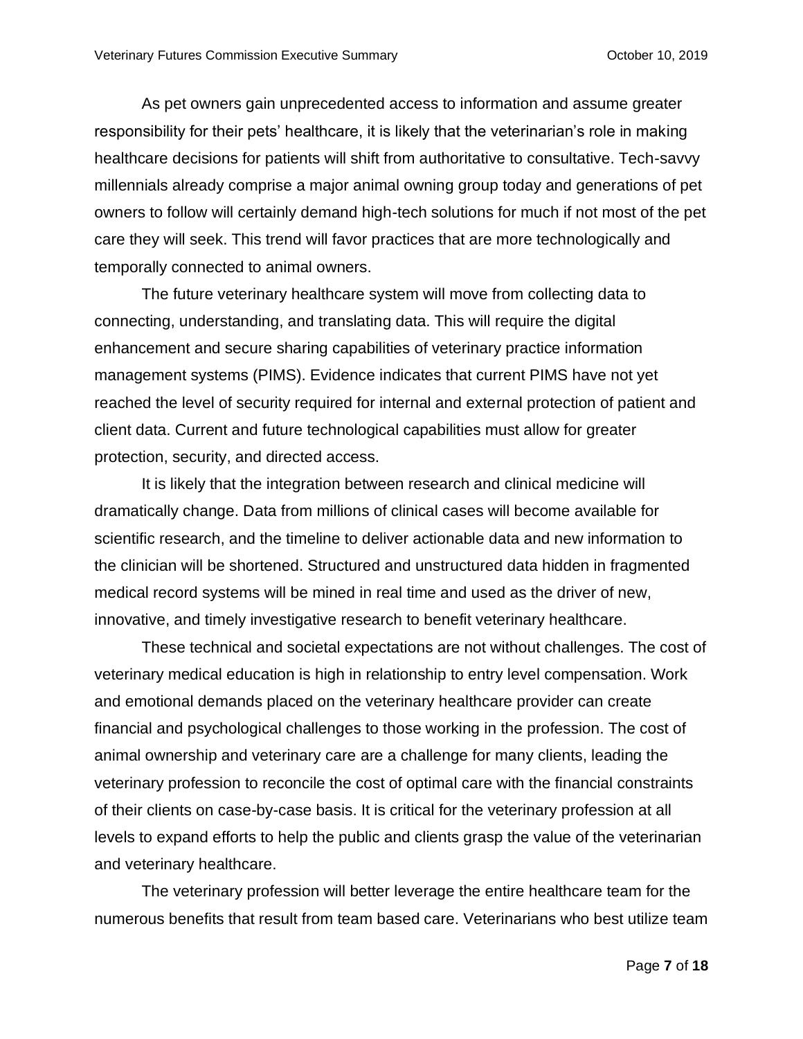As pet owners gain unprecedented access to information and assume greater responsibility for their pets' healthcare, it is likely that the veterinarian's role in making healthcare decisions for patients will shift from authoritative to consultative. Tech-savvy millennials already comprise a major animal owning group today and generations of pet owners to follow will certainly demand high-tech solutions for much if not most of the pet care they will seek. This trend will favor practices that are more technologically and temporally connected to animal owners.

The future veterinary healthcare system will move from collecting data to connecting, understanding, and translating data. This will require the digital enhancement and secure sharing capabilities of veterinary practice information management systems (PIMS). Evidence indicates that current PIMS have not yet reached the level of security required for internal and external protection of patient and client data. Current and future technological capabilities must allow for greater protection, security, and directed access.

It is likely that the integration between research and clinical medicine will dramatically change. Data from millions of clinical cases will become available for scientific research, and the timeline to deliver actionable data and new information to the clinician will be shortened. Structured and unstructured data hidden in fragmented medical record systems will be mined in real time and used as the driver of new, innovative, and timely investigative research to benefit veterinary healthcare.

These technical and societal expectations are not without challenges. The cost of veterinary medical education is high in relationship to entry level compensation. Work and emotional demands placed on the veterinary healthcare provider can create financial and psychological challenges to those working in the profession. The cost of animal ownership and veterinary care are a challenge for many clients, leading the veterinary profession to reconcile the cost of optimal care with the financial constraints of their clients on case-by-case basis. It is critical for the veterinary profession at all levels to expand efforts to help the public and clients grasp the value of the veterinarian and veterinary healthcare.

The veterinary profession will better leverage the entire healthcare team for the numerous benefits that result from team based care. Veterinarians who best utilize team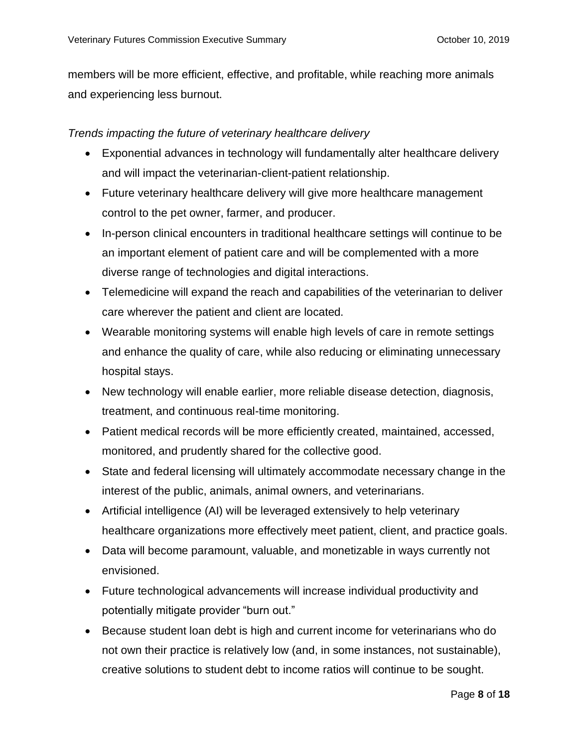members will be more efficient, effective, and profitable, while reaching more animals and experiencing less burnout.

*Trends impacting the future of veterinary healthcare delivery*

- Exponential advances in technology will fundamentally alter healthcare delivery and will impact the veterinarian-client-patient relationship.
- Future veterinary healthcare delivery will give more healthcare management control to the pet owner, farmer, and producer.
- In-person clinical encounters in traditional healthcare settings will continue to be an important element of patient care and will be complemented with a more diverse range of technologies and digital interactions.
- Telemedicine will expand the reach and capabilities of the veterinarian to deliver care wherever the patient and client are located.
- Wearable monitoring systems will enable high levels of care in remote settings and enhance the quality of care, while also reducing or eliminating unnecessary hospital stays.
- New technology will enable earlier, more reliable disease detection, diagnosis, treatment, and continuous real-time monitoring.
- Patient medical records will be more efficiently created, maintained, accessed, monitored, and prudently shared for the collective good.
- State and federal licensing will ultimately accommodate necessary change in the interest of the public, animals, animal owners, and veterinarians.
- Artificial intelligence (AI) will be leveraged extensively to help veterinary healthcare organizations more effectively meet patient, client, and practice goals.
- Data will become paramount, valuable, and monetizable in ways currently not envisioned.
- Future technological advancements will increase individual productivity and potentially mitigate provider "burn out."
- Because student loan debt is high and current income for veterinarians who do not own their practice is relatively low (and, in some instances, not sustainable), creative solutions to student debt to income ratios will continue to be sought.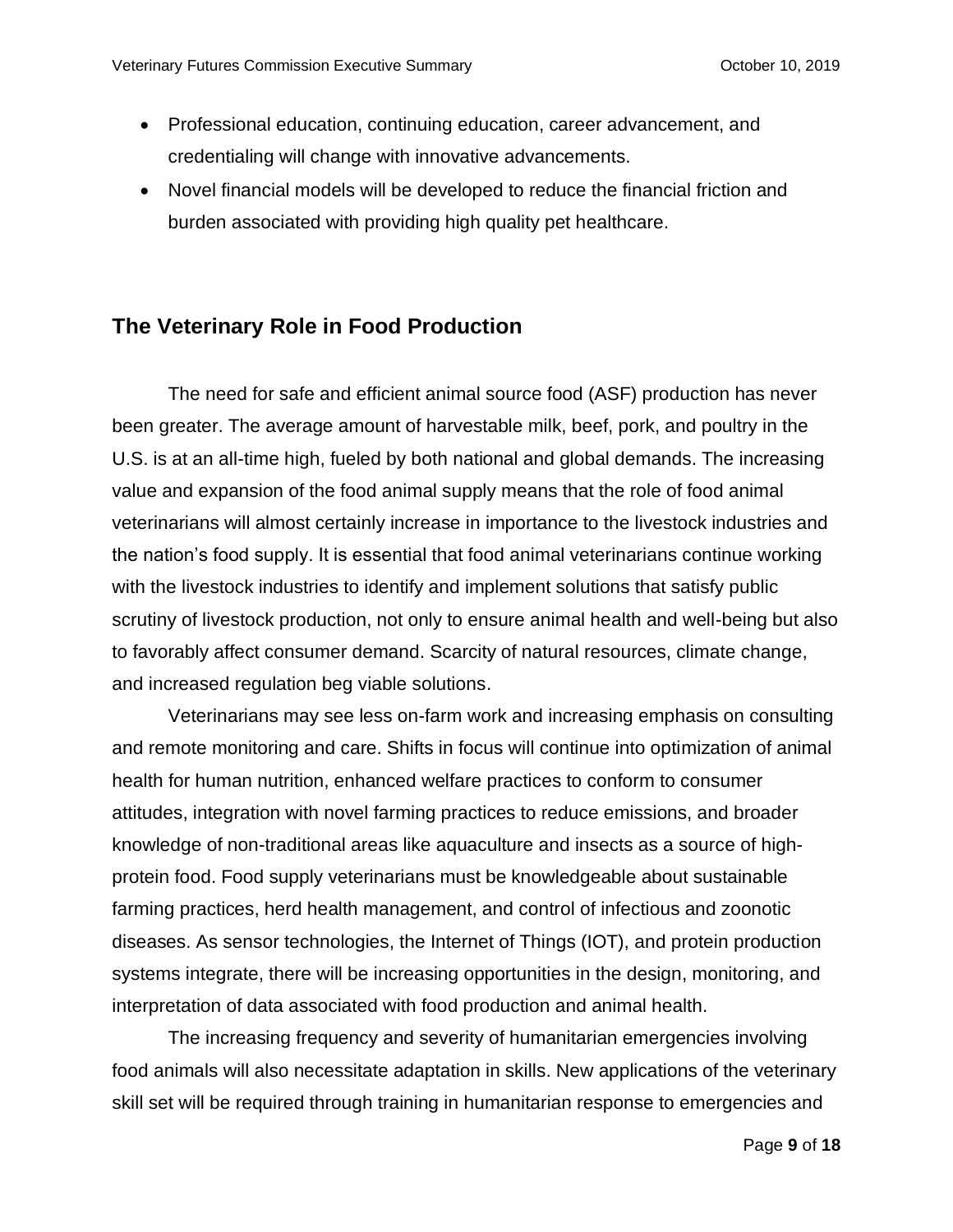- Professional education, continuing education, career advancement, and credentialing will change with innovative advancements.
- Novel financial models will be developed to reduce the financial friction and burden associated with providing high quality pet healthcare.

## The Veterinary Role in Food Production

The need for safe and efficient animal source food (ASF) production has never been greater. The average amount of harvestable milk, beef, pork, and poultry in the U.S. is at an all-time high, fueled by both national and global demands. The increasing value and expansion of the food animal supply means that the role of food animal veterinarians will almost certainly increase in importance to the livestock industries and the nation's food supply. It is essential that food animal veterinarians continue working with the livestock industries to identify and implement solutions that satisfy public scrutiny of livestock production, not only to ensure animal health and well-being but also to favorably affect consumer demand. Scarcity of natural resources, climate change, and increased regulation beg viable solutions.

Veterinarians may see less on-farm work and increasing emphasis on consulting and remote monitoring and care. Shifts in focus will continue into optimization of animal health for human nutrition, enhanced welfare practices to conform to consumer attitudes, integration with novel farming practices to reduce emissions, and broader knowledge of non-traditional areas like aquaculture and insects as a source of high-protein food. Food supply veterinarians must be knowledgeable about sustainable farming practices, herd health management, and control of infectious and zoonotic diseases. As sensor technologies, the Internet of Things (IOT), and protein production systems integrate, there will be increasing opportunities in the design, monitoring, and interpretation of data associated with food production and animal health.

The increasing frequency and severity of humanitarian emergencies involving food animals will also necessitate adaptation in skills. New applications of the veterinary skill set will be required through training in humanitarian response to emergencies and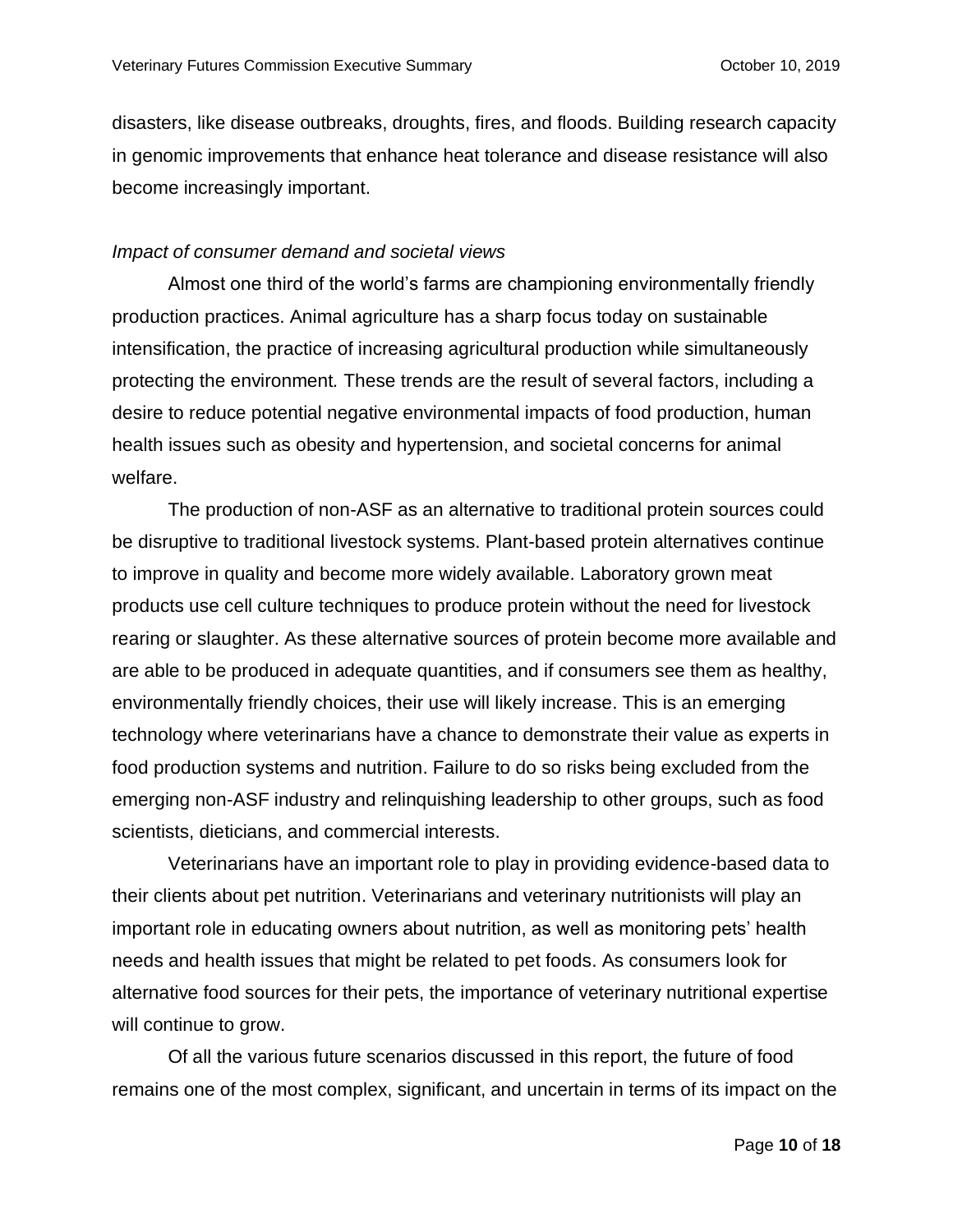disasters, like disease outbreaks, droughts, fires, and floods. Building research capacity in genomic improvements that enhance heat tolerance and disease resistance will also become increasingly important.

*Impact of consumer demand and societal views*

Almost one third of the world's farms are championing environmentally friendly production practices. Animal agriculture has a sharp focus today on sustainable intensification, the practice of increasing agricultural production while simultaneously protecting the environment. These trends are the result of several factors, including a desire to reduce potential negative environmental impacts of food production, human health issues such as obesity and hypertension, and societal concerns for animal welfare.

The production of non-ASF as an alternative to traditional protein sources could be disruptive to traditional livestock systems. Plant-based protein alternatives continue to improve in quality and become more widely available. Laboratory grown meat products use cell culture techniques to produce protein without the need for livestock rearing or slaughter. As these alternative sources of protein become more available and are able to be produced in adequate quantities, and if consumers see them as healthy, environmentally friendly choices, their use will likely increase. This is an emerging technology where veterinarians have a chance to demonstrate their value as experts in food production systems and nutrition. Failure to do so risks being excluded from the emerging non-ASF industry and relinquishing leadership to other groups, such as food scientists, dieticians, and commercial interests.

Veterinarians have an important role to play in providing evidence-based data to their clients about pet nutrition. Veterinarians and veterinary nutritionists will play an important role in educating owners about nutrition, as well as monitoring pets' health needs and health issues that might be related to pet foods. As consumers look for alternative food sources for their pets, the importance of veterinary nutritional expertise will continue to grow.

Of all the various future scenarios discussed in this report, the future of food remains one of the most complex, significant, and uncertain in terms of its impact on the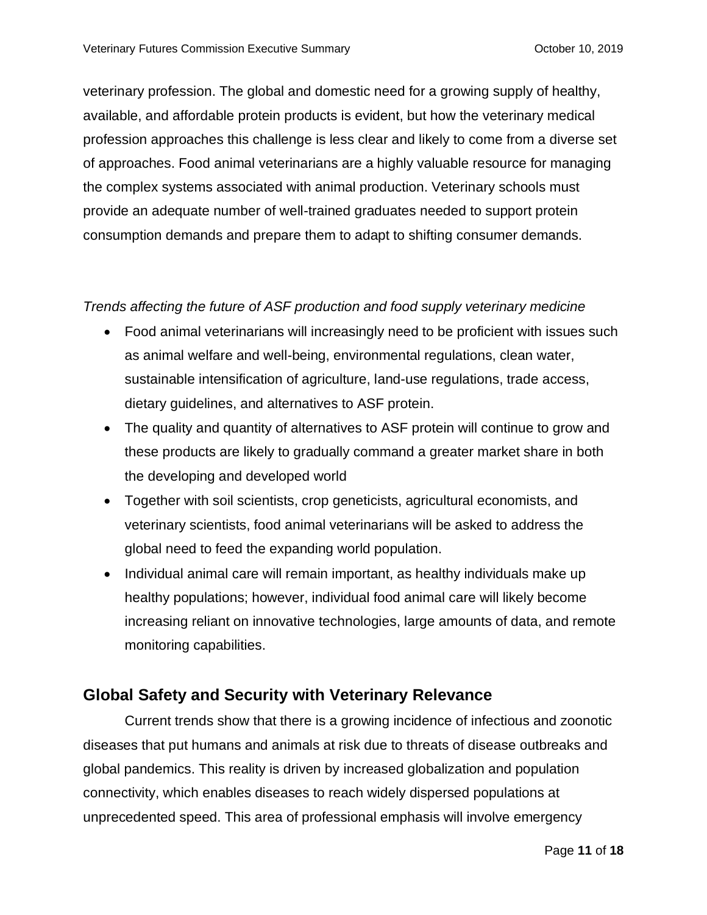veterinary profession. The global and domestic need for a growing supply of healthy, available, and affordable protein products is evident, but how the veterinary medical profession approaches this challenge is less clear and likely to come from a diverse set of approaches. Food animal veterinarians are a highly valuable resource for managing the complex systems associated with animal production. Veterinary schools must provide an adequate number of well-trained graduates needed to support protein consumption demands and prepare them to adapt to shifting consumer demands.

*Trends affecting the future of ASF production and food supply veterinary medicine*

- Food animal veterinarians will increasingly need to be proficient with issues such as animal welfare and well-being, environmental regulations, clean water, sustainable intensification of agriculture, land-use regulations, trade access, dietary guidelines, and alternatives to ASF protein.
- The quality and quantity of alternatives to ASF protein will continue to grow and these products are likely to gradually command a greater market share in both the developing and developed world
- Together with soil scientists, crop geneticists, agricultural economists, and veterinary scientists, food animal veterinarians will be asked to address the global need to feed the expanding world population.
- Individual animal care will remain important, as healthy individuals make up healthy populations; however, individual food animal care will likely become increasing reliant on innovative technologies, large amounts of data, and remote monitoring capabilities.

## Global Safety and Security with Veterinary Relevance

Current trends show that there is a growing incidence of infectious and zoonotic diseases that put humans and animals at risk due to threats of disease outbreaks and global pandemics. This reality is driven by increased globalization and population connectivity, which enables diseases to reach widely dispersed populations at unprecedented speed. This area of professional emphasis will involve emergency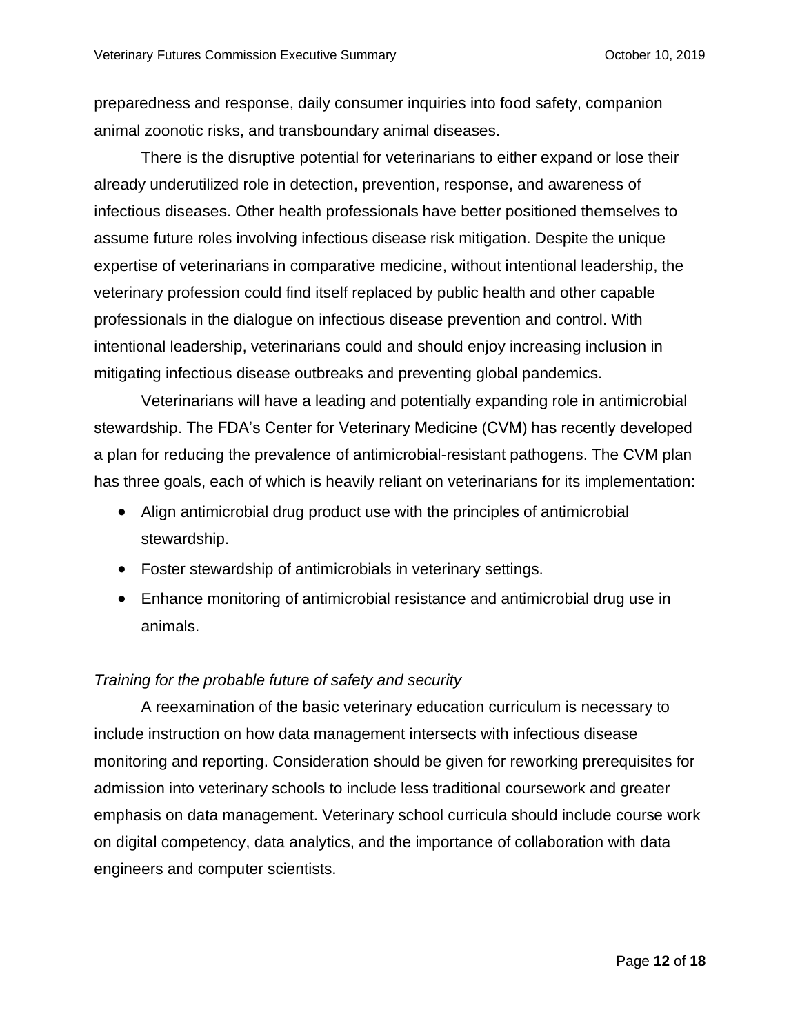preparedness and response, daily consumer inquiries into food safety, companion animal zoonotic risks, and transboundary animal diseases.

There is the disruptive potential for veterinarians to either expand or lose their already underutilized role in detection, prevention, response, and awareness of infectious diseases. Other health professionals have better positioned themselves to assume future roles involving infectious disease risk mitigation. Despite the unique expertise of veterinarians in comparative medicine, without intentional leadership, the veterinary profession could find itself replaced by public health and other capable professionals in the dialogue on infectious disease prevention and control. With intentional leadership, veterinarians could and should enjoy increasing inclusion in mitigating infectious disease outbreaks and preventing global pandemics.

Veterinarians will have a leading and potentially expanding role in antimicrobial stewardship. The FDA's Center for Veterinary Medicine (CVM) has recently developed a plan for reducing the prevalence of antimicrobial-resistant pathogens. The CVM plan has three goals, each of which is heavily reliant on veterinarians for its implementation:

- Align antimicrobial drug product use with the principles of antimicrobial stewardship.
- Foster stewardship of antimicrobials in veterinary settings.
- Enhance monitoring of antimicrobial resistance and antimicrobial drug use in animals.

*Training for the probable future of safety and security*

A reexamination of the basic veterinary education curriculum is necessary to include instruction on how data management intersects with infectious disease monitoring and reporting. Consideration should be given for reworking prerequisites for admission into veterinary schools to include less traditional coursework and greater emphasis on data management. Veterinary school curricula should include course work on digital competency, data analytics, and the importance of collaboration with data engineers and computer scientists.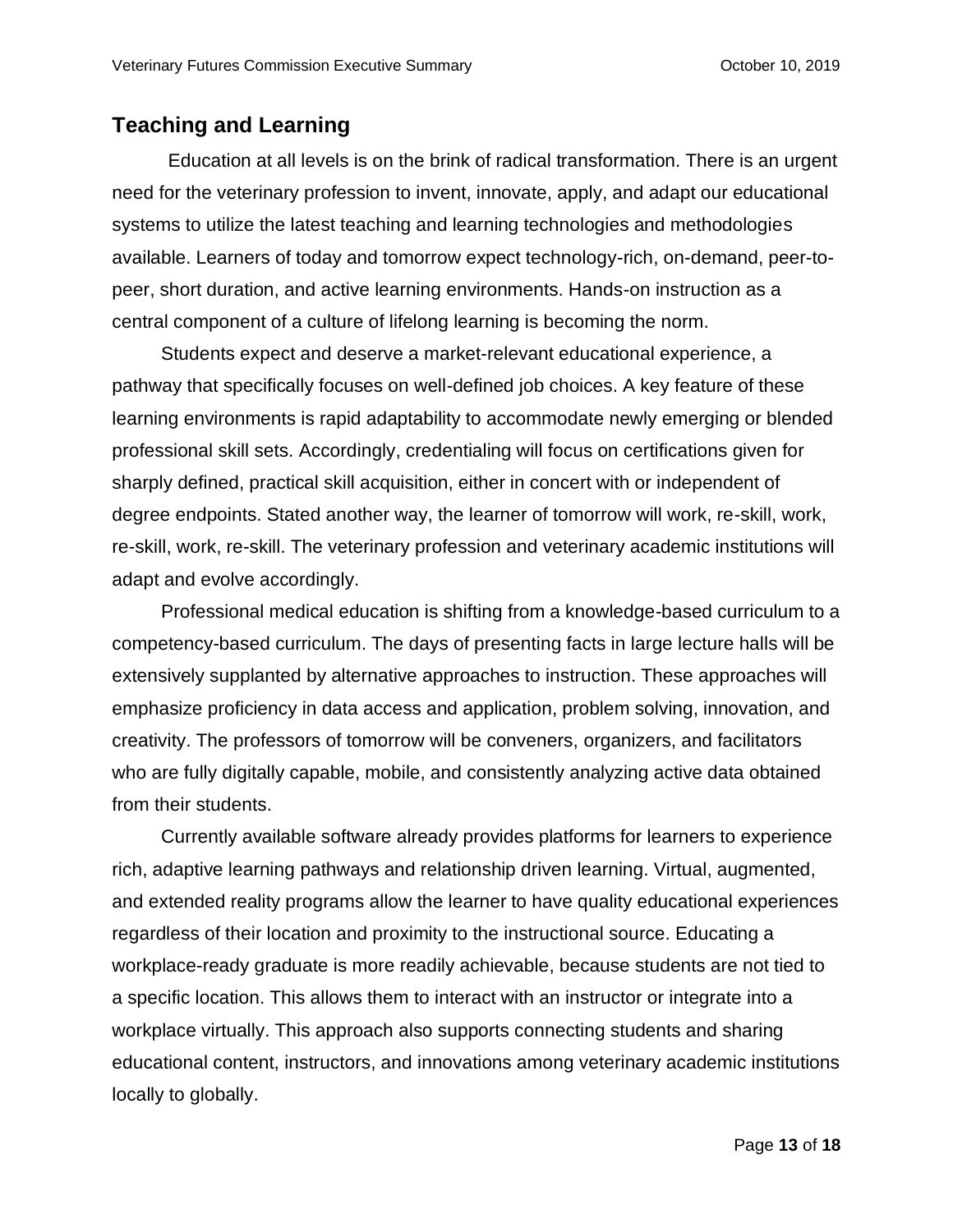## Teaching and Learning

Education at all levels is on the brink of radical transformation. There is an urgent need for the veterinary profession to invent, innovate, apply, and adapt our educational systems to utilize the latest teaching and learning technologies and methodologies available. Learners of today and tomorrow expect technology-rich, on-demand, peer-to-peer, short duration, and active learning environments. Hands-on instruction as a central component of a culture of lifelong learning is becoming the norm.

Students expect and deserve a market-relevant educational experience, a pathway that specifically focuses on well-defined job choices. A key feature of these learning environments is rapid adaptability to accommodate newly emerging or blended professional skill sets. Accordingly, credentialing will focus on certifications given for sharply defined, practical skill acquisition, either in concert with or independent of degree endpoints. Stated another way, the learner of tomorrow will work, re-skill, work, re-skill, work, re-skill. The veterinary profession and veterinary academic institutions will adapt and evolve accordingly.

Professional medical education is shifting from a knowledge-based curriculum to a competency-based curriculum. The days of presenting facts in large lecture halls will be extensively supplanted by alternative approaches to instruction. These approaches will emphasize proficiency in data access and application, problem solving, innovation, and creativity. The professors of tomorrow will be conveners, organizers, and facilitators who are fully digitally capable, mobile, and consistently analyzing active data obtained from their students.

Currently available software already provides platforms for learners to experience rich, adaptive learning pathways and relationship driven learning. Virtual, augmented, and extended reality programs allow the learner to have quality educational experiences regardless of their location and proximity to the instructional source. Educating a workplace-ready graduate is more readily achievable, because students are not tied to a specific location. This allows them to interact with an instructor or integrate into a workplace virtually. This approach also supports connecting students and sharing educational content, instructors, and innovations among veterinary academic institutions locally to globally.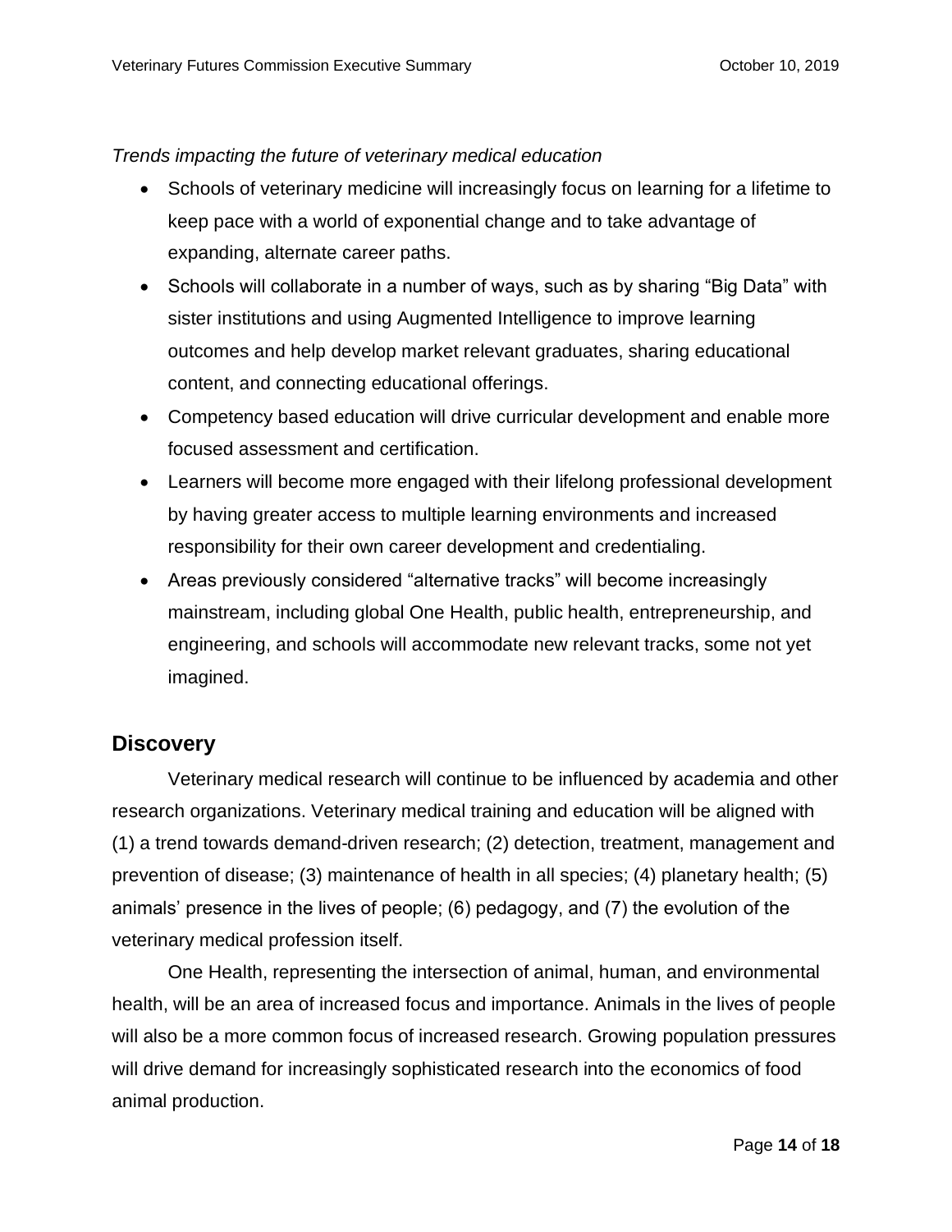*Trends impacting the future of veterinary medical education*

- Schools of veterinary medicine will increasingly focus on learning for a lifetime to keep pace with a world of exponential change and to take advantage of expanding, alternate career paths.
- Schools will collaborate in a number of ways, such as by sharing "Big Data" with sister institutions and using Augmented Intelligence to improve learning outcomes and help develop market relevant graduates, sharing educational content, and connecting educational offerings.
- Competency based education will drive curricular development and enable more focused assessment and certification.
- Learners will become more engaged with their lifelong professional development by having greater access to multiple learning environments and increased responsibility for their own career development and credentialing.
- Areas previously considered "alternative tracks" will become increasingly mainstream, including global One Health, public health, entrepreneurship, and engineering, and schools will accommodate new relevant tracks, some not yet imagined.

## Discovery

Veterinary medical research will continue to be influenced by academia and other research organizations. Veterinary medical training and education will be aligned with (1) a trend towards demand-driven research; (2) detection, treatment, management and prevention of disease; (3) maintenance of health in all species; (4) planetary health; (5) animals' presence in the lives of people; (6) pedagogy, and (7) the evolution of the veterinary medical profession itself.

One Health, representing the intersection of animal, human, and environmental health, will be an area of increased focus and importance. Animals in the lives of people will also be a more common focus of increased research. Growing population pressures will drive demand for increasingly sophisticated research into the economics of food animal production.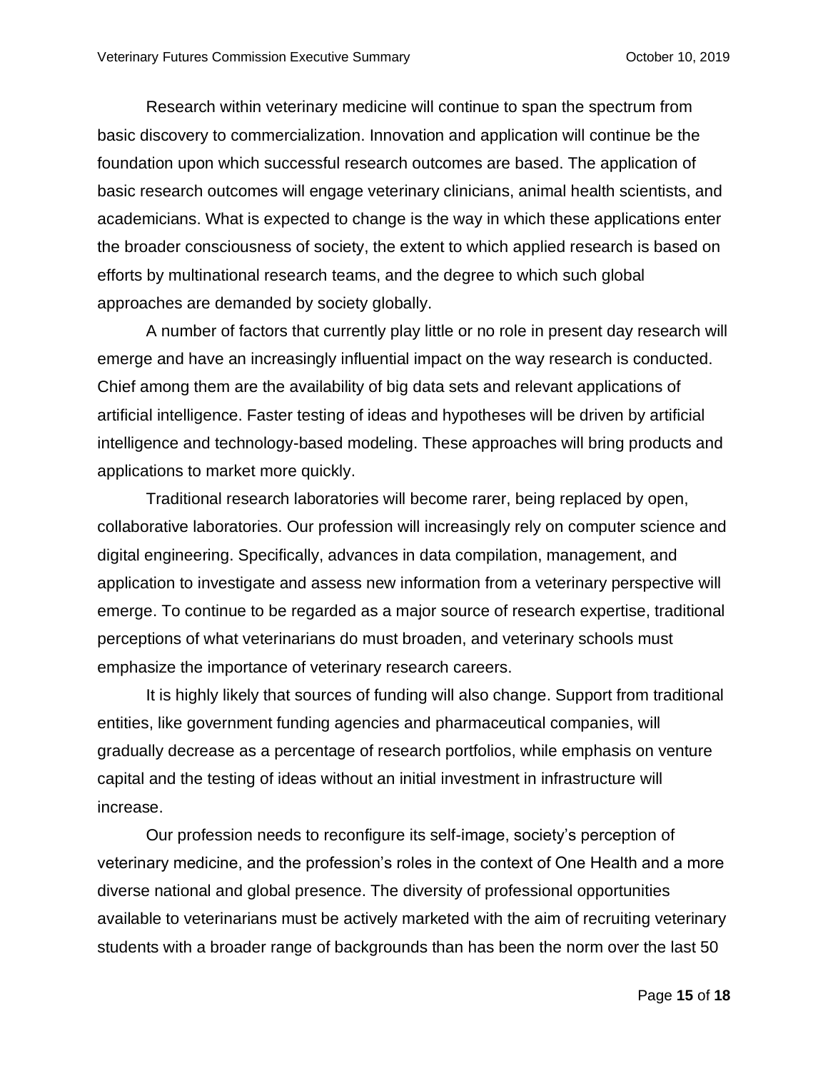Research within veterinary medicine will continue to span the spectrum from basic discovery to commercialization. Innovation and application will continue be the foundation upon which successful research outcomes are based. The application of basic research outcomes will engage veterinary clinicians, animal health scientists, and academicians. What is expected to change is the way in which these applications enter the broader consciousness of society, the extent to which applied research is based on efforts by multinational research teams, and the degree to which such global approaches are demanded by society globally.

A number of factors that currently play little or no role in present day research will emerge and have an increasingly influential impact on the way research is conducted. Chief among them are the availability of big data sets and relevant applications of artificial intelligence. Faster testing of ideas and hypotheses will be driven by artificial intelligence and technology-based modeling. These approaches will bring products and applications to market more quickly.

Traditional research laboratories will become rarer, being replaced by open, collaborative laboratories. Our profession will increasingly rely on computer science and digital engineering. Specifically, advances in data compilation, management, and application to investigate and assess new information from a veterinary perspective will emerge. To continue to be regarded as a major source of research expertise, traditional perceptions of what veterinarians do must broaden, and veterinary schools must emphasize the importance of veterinary research careers.

It is highly likely that sources of funding will also change. Support from traditional entities, like government funding agencies and pharmaceutical companies, will gradually decrease as a percentage of research portfolios, while emphasis on venture capital and the testing of ideas without an initial investment in infrastructure will increase.

Our profession needs to reconfigure its self-image, society's perception of veterinary medicine, and the profession's roles in the context of One Health and a more diverse national and global presence. The diversity of professional opportunities available to veterinarians must be actively marketed with the aim of recruiting veterinary students with a broader range of backgrounds than has been the norm over the last 50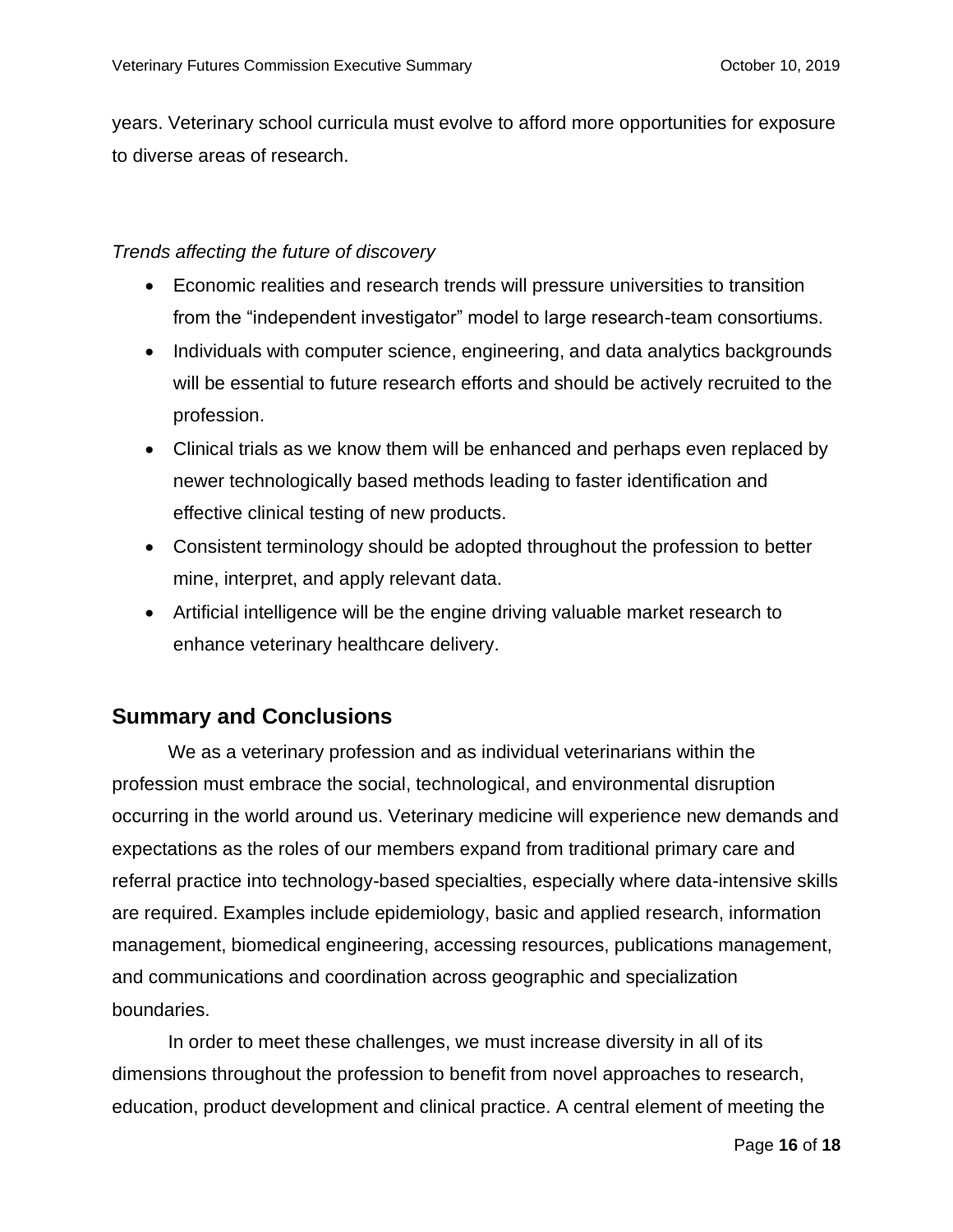years. Veterinary school curricula must evolve to afford more opportunities for exposure to diverse areas of research.

*Trends affecting the future of discovery*

- Economic realities and research trends will pressure universities to transition from the "independent investigator" model to large research-team consortiums.
- Individuals with computer science, engineering, and data analytics backgrounds will be essential to future research efforts and should be actively recruited to the profession.
- Clinical trials as we know them will be enhanced and perhaps even replaced by newer technologically based methods leading to faster identification and effective clinical testing of new products.
- Consistent terminology should be adopted throughout the profession to better mine, interpret, and apply relevant data.
- Artificial intelligence will be the engine driving valuable market research to enhance veterinary healthcare delivery.

## Summary and Conclusions

We as a veterinary profession and as individual veterinarians within the profession must embrace the social, technological, and environmental disruption occurring in the world around us. Veterinary medicine will experience new demands and expectations as the roles of our members expand from traditional primary care and referral practice into technology-based specialties, especially where data-intensive skills are required. Examples include epidemiology, basic and applied research, information management, biomedical engineering, accessing resources, publications management, and communications and coordination across geographic and specialization boundaries.

In order to meet these challenges, we must increase diversity in all of its dimensions throughout the profession to benefit from novel approaches to research, education, product development and clinical practice. A central element of meeting the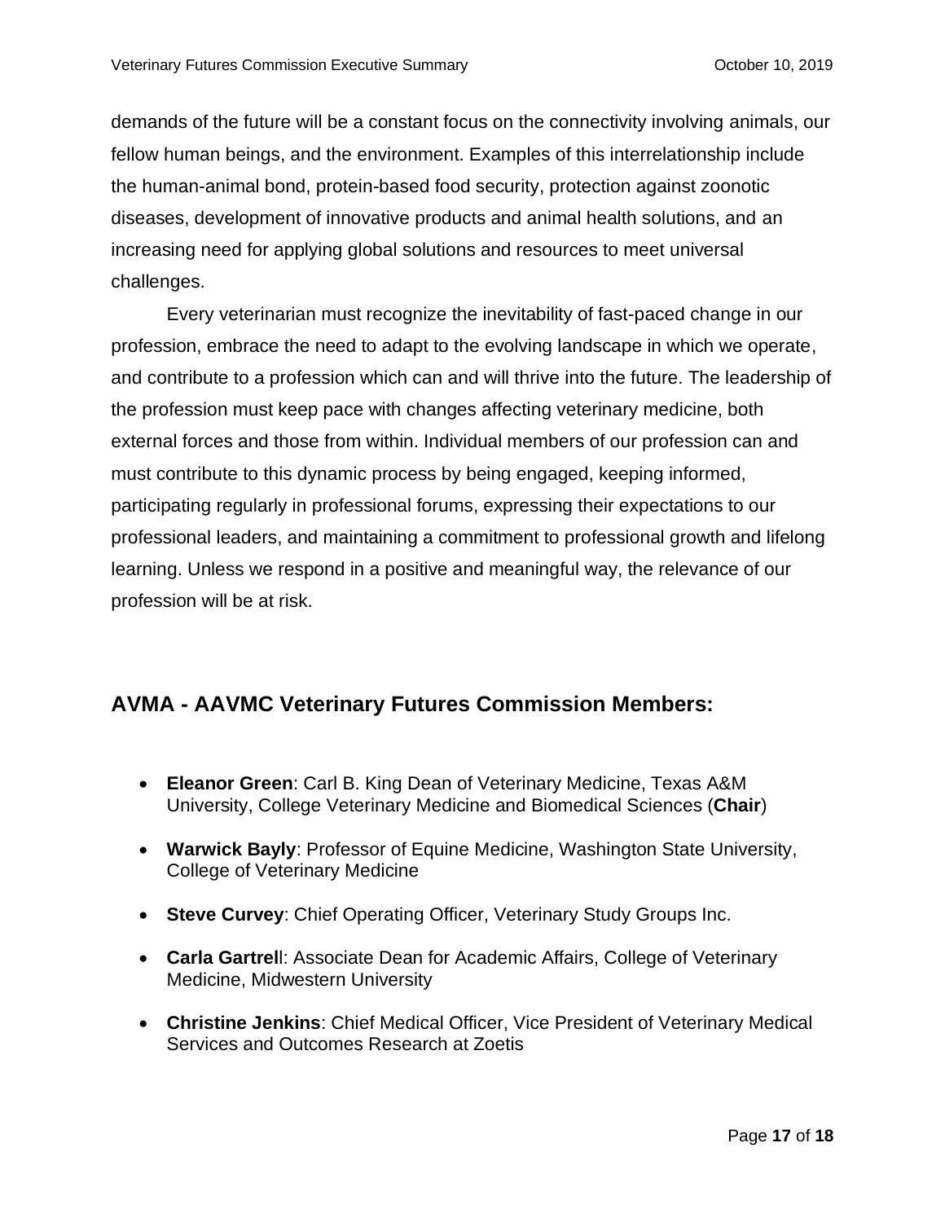demands of the future will be a constant focus on the connectivity involving animals, our fellow human beings, and the environment. Examples of this interrelationship include the human-animal bond, protein-based food security, protection against zoonotic diseases, development of innovative products and animal health solutions, and an increasing need for applying global solutions and resources to meet universal challenges.

Every veterinarian must recognize the inevitability of fast-paced change in our profession, embrace the need to adapt to the evolving landscape in which we operate, and contribute to a profession which can and will thrive into the future. The leadership of the profession must keep pace with changes affecting veterinary medicine, both external forces and those from within. Individual members of our profession can and must contribute to this dynamic process by being engaged, keeping informed, participating regularly in professional forums, expressing their expectations to our professional leaders, and maintaining a commitment to professional growth and lifelong learning. Unless we respond in a positive and meaningful way, the relevance of our profession will be at risk.

## AVMA - AAVMC Veterinary Futures Commission Members:

- **Eleanor Green**: Carl B. King Dean of Veterinary Medicine, Texas A&M University, College Veterinary Medicine and Biomedical Sciences (**Chair**)
- **Warwick Bayly**: Professor of Equine Medicine, Washington State University, College of Veterinary Medicine
- **Steve Curvey**: Chief Operating Officer, Veterinary Study Groups Inc.
- **Carla Gartrel**l: Associate Dean for Academic Affairs, College of Veterinary Medicine, Midwestern University
- **Christine Jenkins**: Chief Medical Officer, Vice President of Veterinary Medical Services and Outcomes Research at Zoetis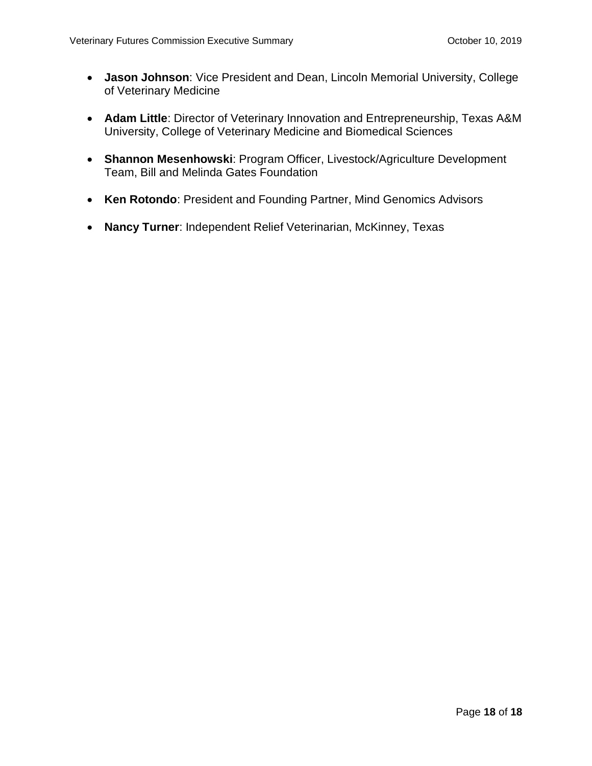- **Jason Johnson**: Vice President and Dean, Lincoln Memorial University, College of Veterinary Medicine

- **Adam Little**: Director of Veterinary Innovation and Entrepreneurship, Texas A&M University, College of Veterinary Medicine and Biomedical Sciences

- **Shannon Mesenhowski**: Program Officer, Livestock/Agriculture Development Team, Bill and Melinda Gates Foundation

- **Ken Rotondo**: President and Founding Partner, Mind Genomics Advisors

- **Nancy Turner**: Independent Relief Veterinarian, McKinney, Texas